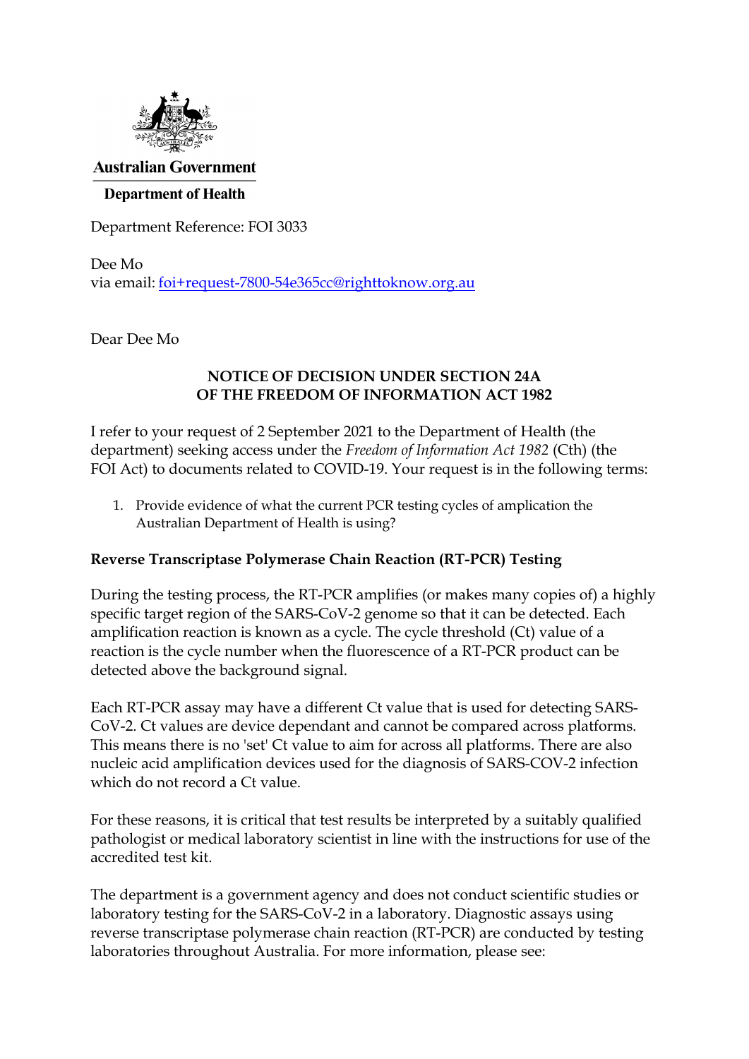**Australian Government**

**Department of Health**

Department Reference: FOI 3033

Dee Mo
via email: foi+request-7800-54e365cc@righttoknow.org.au

Dear Dee Mo

**NOTICE OF DECISION UNDER SECTION 24A OF THE FREEDOM OF INFORMATION ACT 1982**

I refer to your request of 2 September 2021 to the Department of Health (the department) seeking access under the *Freedom of Information Act 1982* (Cth) (the FOI Act) to documents related to COVID-19. Your request is in the following terms:

1. Provide evidence of what the current PCR testing cycles of amplication the Australian Department of Health is using?

**Reverse Transcriptase Polymerase Chain Reaction (RT-PCR) Testing**

During the testing process, the RT-PCR amplifies (or makes many copies of) a highly specific target region of the SARS-CoV-2 genome so that it can be detected. Each amplification reaction is known as a cycle. The cycle threshold (Ct) value of a reaction is the cycle number when the fluorescence of a RT-PCR product can be detected above the background signal.

Each RT-PCR assay may have a different Ct value that is used for detecting SARS-CoV-2. Ct values are device dependant and cannot be compared across platforms. This means there is no 'set' Ct value to aim for across all platforms. There are also nucleic acid amplification devices used for the diagnosis of SARS-COV-2 infection which do not record a Ct value.

For these reasons, it is critical that test results be interpreted by a suitably qualified pathologist or medical laboratory scientist in line with the instructions for use of the accredited test kit.

The department is a government agency and does not conduct scientific studies or laboratory testing for the SARS-CoV-2 in a laboratory. Diagnostic assays using reverse transcriptase polymerase chain reaction (RT-PCR) are conducted by testing laboratories throughout Australia. For more information, please see: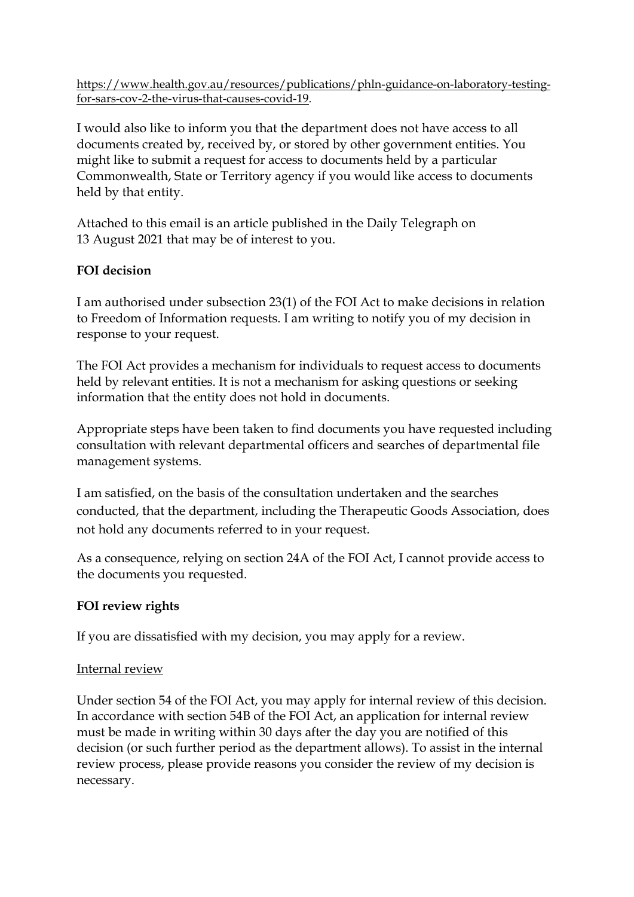https://www.health.gov.au/resources/publications/phln-guidance-on-laboratory-testing-for-sars-cov-2-the-virus-that-causes-covid-19.

I would also like to inform you that the department does not have access to all documents created by, received by, or stored by other government entities. You might like to submit a request for access to documents held by a particular Commonwealth, State or Territory agency if you would like access to documents held by that entity.

Attached to this email is an article published in the Daily Telegraph on 13 August 2021 that may be of interest to you.

**FOI decision**

I am authorised under subsection 23(1) of the FOI Act to make decisions in relation to Freedom of Information requests. I am writing to notify you of my decision in response to your request.

The FOI Act provides a mechanism for individuals to request access to documents held by relevant entities. It is not a mechanism for asking questions or seeking information that the entity does not hold in documents.

Appropriate steps have been taken to find documents you have requested including consultation with relevant departmental officers and searches of departmental file management systems.

I am satisfied, on the basis of the consultation undertaken and the searches conducted, that the department, including the Therapeutic Goods Association, does not hold any documents referred to in your request.

As a consequence, relying on section 24A of the FOI Act, I cannot provide access to the documents you requested.

**FOI review rights**

If you are dissatisfied with my decision, you may apply for a review.

Internal review

Under section 54 of the FOI Act, you may apply for internal review of this decision. In accordance with section 54B of the FOI Act, an application for internal review must be made in writing within 30 days after the day you are notified of this decision (or such further period as the department allows). To assist in the internal review process, please provide reasons you consider the review of my decision is necessary.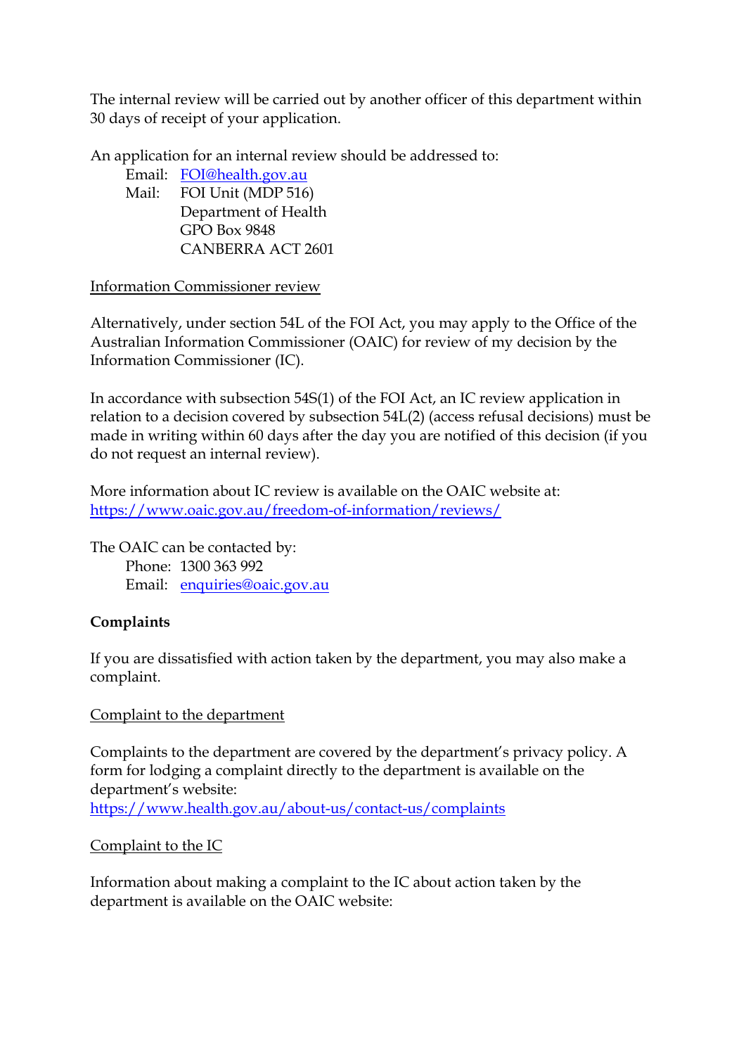The internal review will be carried out by another officer of this department within 30 days of receipt of your application.

An application for an internal review should be addressed to:

Email: FOI@health.gov.au
Mail: FOI Unit (MDP 516)
Department of Health
GPO Box 9848
CANBERRA ACT 2601

Information Commissioner review

Alternatively, under section 54L of the FOI Act, you may apply to the Office of the Australian Information Commissioner (OAIC) for review of my decision by the Information Commissioner (IC).

In accordance with subsection 54S(1) of the FOI Act, an IC review application in relation to a decision covered by subsection 54L(2) (access refusal decisions) must be made in writing within 60 days after the day you are notified of this decision (if you do not request an internal review).

More information about IC review is available on the OAIC website at:
https://www.oaic.gov.au/freedom-of-information/reviews/

The OAIC can be contacted by:

Phone: 1300 363 992
Email: enquiries@oaic.gov.au

**Complaints**

If you are dissatisfied with action taken by the department, you may also make a complaint.

Complaint to the department

Complaints to the department are covered by the department's privacy policy. A form for lodging a complaint directly to the department is available on the department's website:
https://www.health.gov.au/about-us/contact-us/complaints

Complaint to the IC

Information about making a complaint to the IC about action taken by the department is available on the OAIC website: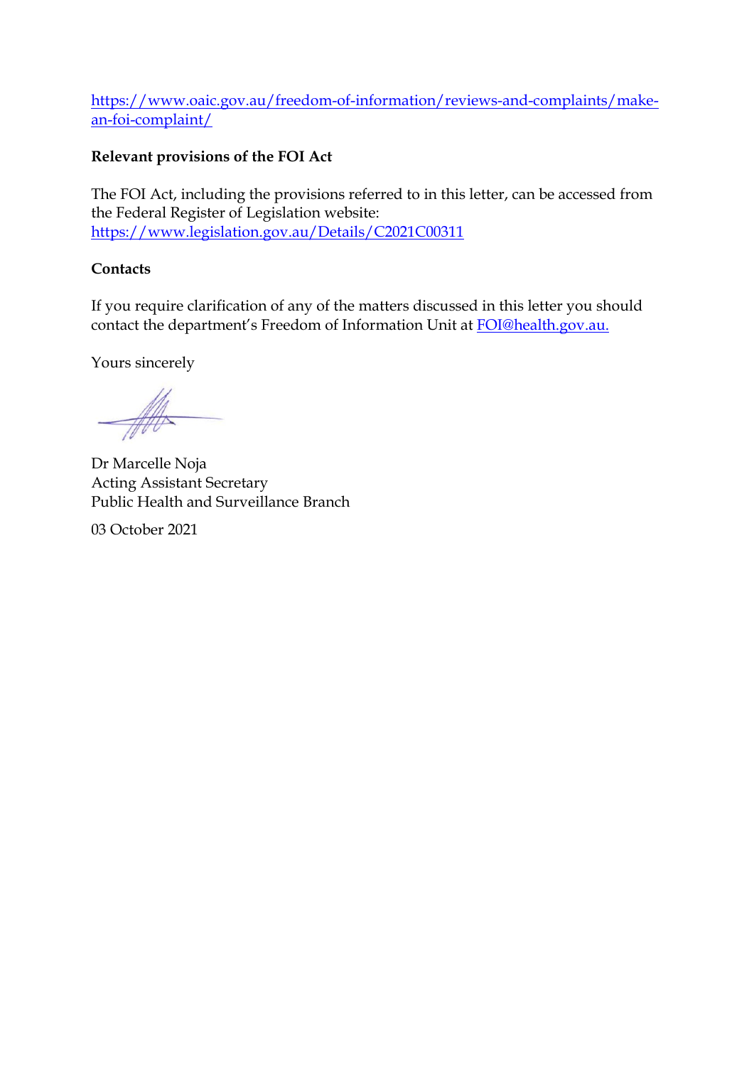https://www.oaic.gov.au/freedom-of-information/reviews-and-complaints/make-an-foi-complaint/

**Relevant provisions of the FOI Act**

The FOI Act, including the provisions referred to in this letter, can be accessed from the Federal Register of Legislation website:
https://www.legislation.gov.au/Details/C2021C00311

**Contacts**

If you require clarification of any of the matters discussed in this letter you should contact the department's Freedom of Information Unit at FOI@health.gov.au.

Yours sincerely

Dr Marcelle Noja
Acting Assistant Secretary
Public Health and Surveillance Branch

03 October 2021